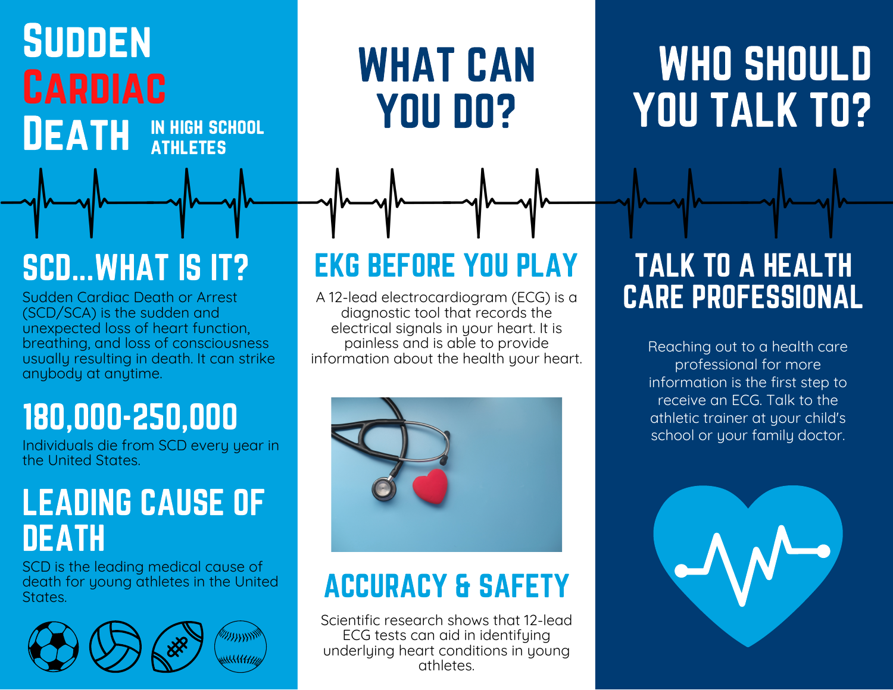# Sudden Cardiac Death in High School Athletes

## SCD...What is it?

Sudden Cardiac Death or Arrest (SCD/SCA) is the sudden and unexpected loss of heart function, breathing, and loss of consciousness usually resulting in death. It can strike anybody at anytime.

## 180,000-250,000

Individuals die from SCD every year in the United States.

## Leading Cause of Death

SCD is the leading medical cause of death for young athletes in the United States.

# What Can You Do?

## EKG Before You Play

A 12-lead electrocardiogram (ECG) is a diagnostic tool that records the electrical signals in your heart. It is painless and is able to provide information about the health your heart.

## Accuracy & Safety

Scientific research shows that 12-lead ECG tests can aid in identifying underlying heart conditions in young athletes.

# Who Should You Talk To?

## Talk to a Health Care Professional

Reaching out to a health care professional for more information is the first step to receive an ECG. Talk to the athletic trainer at your child's school or your family doctor.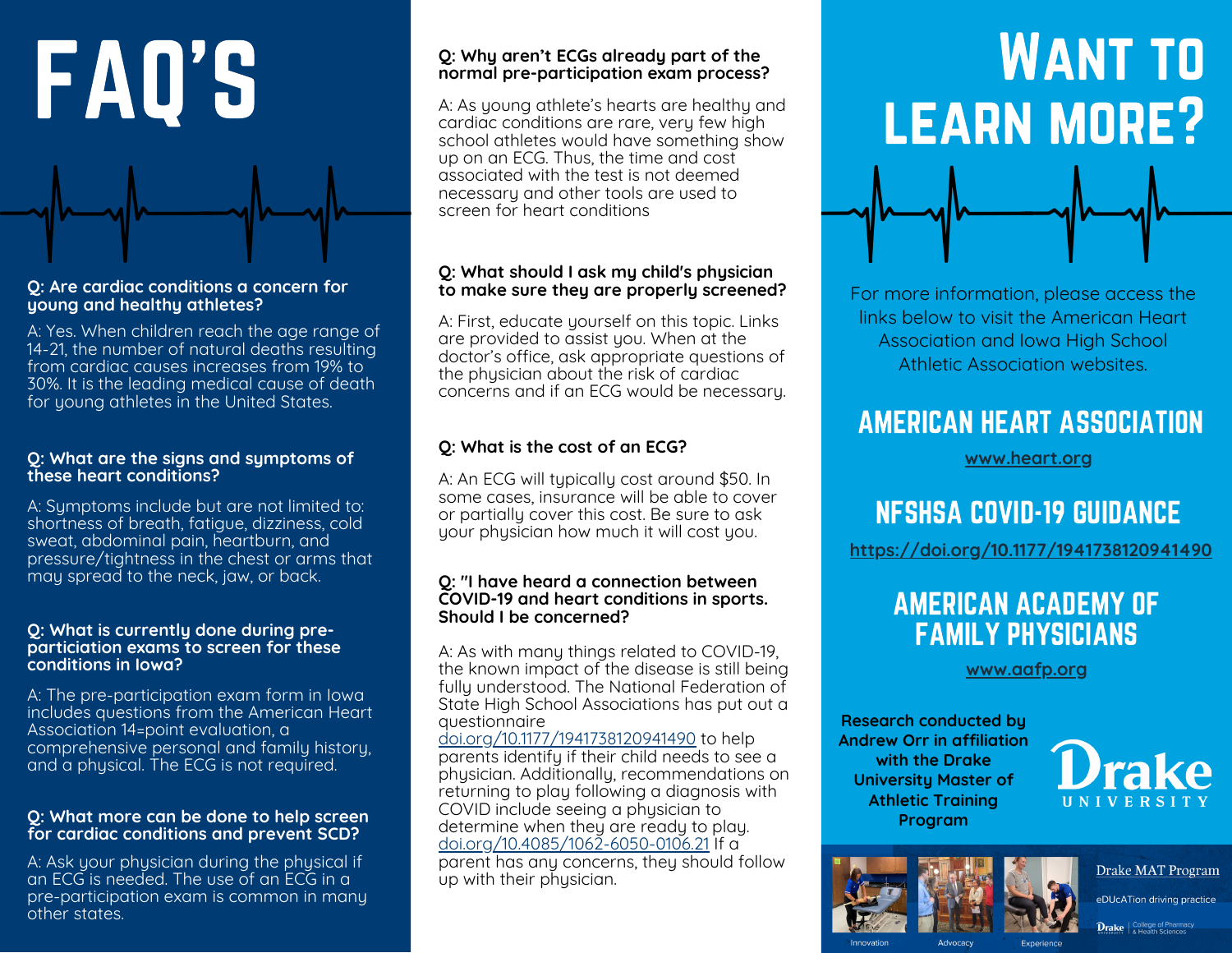# FAQ'S

**Q: Are cardiac conditions a concern for young and healthy athletes?**

A: Yes. When children reach the age range of 14-21, the number of natural deaths resulting from cardiac causes increases from 19% to 30%. It is the leading medical cause of death for young athletes in the United States.

**Q: What are the signs and symptoms of these heart conditions?**

A: Symptoms include but are not limited to: shortness of breath, fatigue, dizziness, cold sweat, abdominal pain, heartburn, and pressure/tightness in the chest or arms that may spread to the neck, jaw, or back.

**Q: What is currently done during pre-particiation exams to screen for these conditions in Iowa?**

A: The pre-participation exam form in Iowa includes questions from the American Heart Association 14=point evaluation, a comprehensive personal and family history, and a physical. The ECG is not required.

**Q: What more can be done to help screen for cardiac conditions and prevent SCD?**

A: Ask your physician during the physical if an ECG is needed. The use of an ECG in a pre-participation exam is common in many other states.

**Q: Why aren't ECGs already part of the normal pre-participation exam process?**

A: As young athlete's hearts are healthy and cardiac conditions are rare, very few high school athletes would have something show up on an ECG. Thus, the time and cost associated with the test is not deemed necessary and other tools are used to screen for heart conditions

**Q: What should I ask my child's physician to make sure they are properly screened?**

A: First, educate yourself on this topic. Links are provided to assist you. When at the doctor's office, ask appropriate questions of the physician about the risk of cardiac concerns and if an ECG would be necessary.

**Q: What is the cost of an ECG?**

A: An ECG will typically cost around $50. In some cases, insurance will be able to cover or partially cover this cost. Be sure to ask your physician how much it will cost you.

**Q: "I have heard a connection between COVID-19 and heart conditions in sports. Should I be concerned?**

A: As with many things related to COVID-19, the known impact of the disease is still being fully understood. The National Federation of State High School Associations has put out a questionnaire doi.org/10.1177/1941738120941490 to help parents identify if their child needs to see a physician. Additionally, recommendations on returning to play following a diagnosis with COVID include seeing a physician to determine when they are ready to play. doi.org/10.4085/1062-6050-0106.21 If a parent has any concerns, they should follow up with their physician.

# WANT TO LEARN MORE?

For more information, please access the links below to visit the American Heart Association and Iowa High School Athletic Association websites.

## AMERICAN HEART ASSOCIATION

www.heart.org

## NFSHSA COVID-19 GUIDANCE

https://doi.org/10.1177/1941738120941490

## AMERICAN ACADEMY OF FAMILY PHYSICIANS

www.aafp.org

**Research conducted by Andrew Orr in affiliation with the Drake University Master of Athletic Training Program**

Drake UNIVERSITY

Innovation Advocacy Experience

Drake MAT Program

eDUcATion driving practice

Drake | College of Pharmacy & Health Sciences